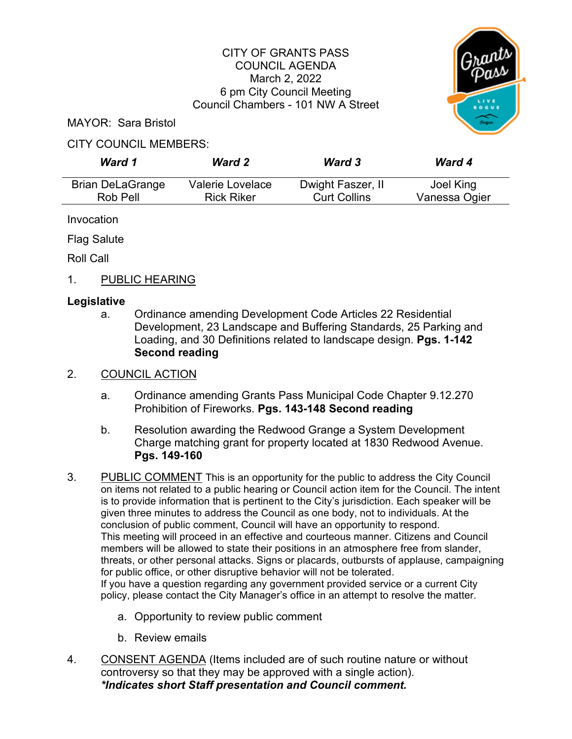CITY OF GRANTS PASS
COUNCIL AGENDA
March 2, 2022
6 pm City Council Meeting
Council Chambers - 101 NW A Street

MAYOR: Sara Bristol

CITY COUNCIL MEMBERS:

| ***Ward 1*** | ***Ward 2*** | ***Ward 3*** | ***Ward 4*** |
|---|---|---|---|
| Brian DeLaGrange<br>Rob Pell | Valerie Lovelace<br>Rick Riker | Dwight Faszer, II<br>Curt Collins | Joel King<br>Vanessa Ogier |

Invocation

Flag Salute

Roll Call

1. PUBLIC HEARING

**Legislative**

a. Ordinance amending Development Code Articles 22 Residential Development, 23 Landscape and Buffering Standards, 25 Parking and Loading, and 30 Definitions related to landscape design. **Pgs. 1-142 Second reading**

2. COUNCIL ACTION

a. Ordinance amending Grants Pass Municipal Code Chapter 9.12.270 Prohibition of Fireworks. **Pgs. 143-148 Second reading**

b. Resolution awarding the Redwood Grange a System Development Charge matching grant for property located at 1830 Redwood Avenue. **Pgs. 149-160**

3. PUBLIC COMMENT This is an opportunity for the public to address the City Council on items not related to a public hearing or Council action item for the Council. The intent is to provide information that is pertinent to the City's jurisdiction. Each speaker will be given three minutes to address the Council as one body, not to individuals. At the conclusion of public comment, Council will have an opportunity to respond.
This meeting will proceed in an effective and courteous manner. Citizens and Council members will be allowed to state their positions in an atmosphere free from slander, threats, or other personal attacks. Signs or placards, outbursts of applause, campaigning for public office, or other disruptive behavior will not be tolerated.
If you have a question regarding any government provided service or a current City policy, please contact the City Manager's office in an attempt to resolve the matter.

   a. Opportunity to review public comment

   b. Review emails

4. CONSENT AGENDA (Items included are of such routine nature or without controversy so that they may be approved with a single action).
***Indicates short Staff presentation and Council comment.***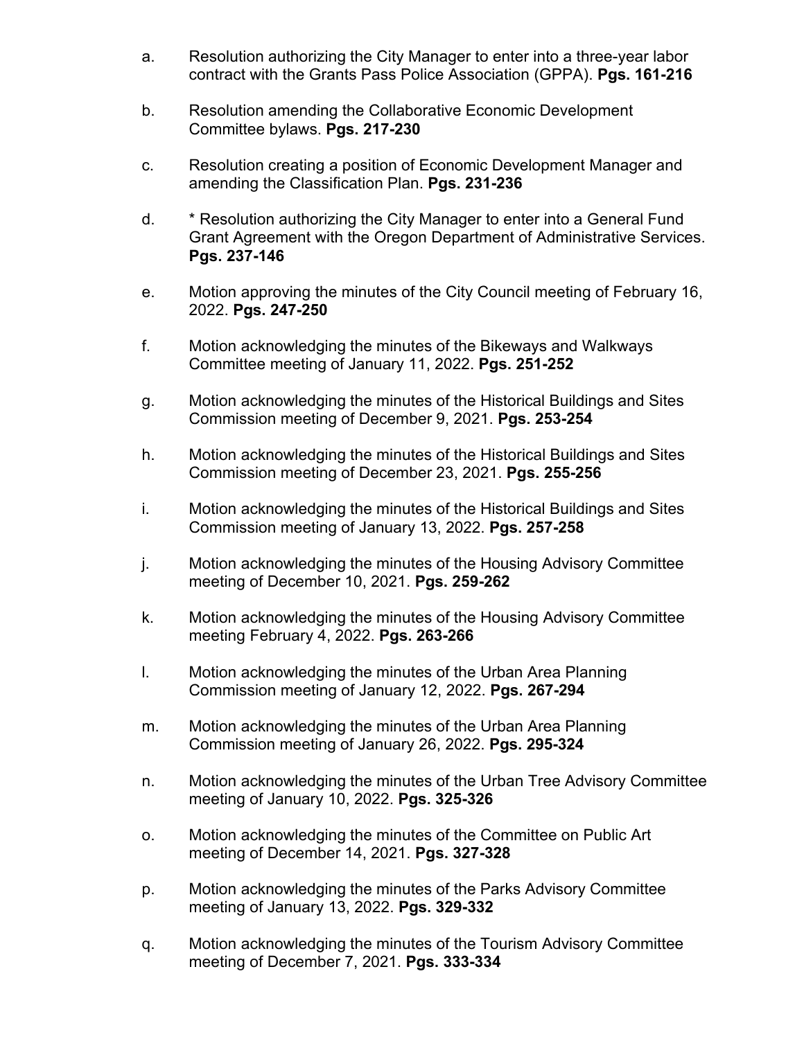a. Resolution authorizing the City Manager to enter into a three-year labor contract with the Grants Pass Police Association (GPPA). **Pgs. 161-216**

b. Resolution amending the Collaborative Economic Development Committee bylaws. **Pgs. 217-230**

c. Resolution creating a position of Economic Development Manager and amending the Classification Plan. **Pgs. 231-236**

d. * Resolution authorizing the City Manager to enter into a General Fund Grant Agreement with the Oregon Department of Administrative Services. **Pgs. 237-146**

e. Motion approving the minutes of the City Council meeting of February 16, 2022. **Pgs. 247-250**

f. Motion acknowledging the minutes of the Bikeways and Walkways Committee meeting of January 11, 2022. **Pgs. 251-252**

g. Motion acknowledging the minutes of the Historical Buildings and Sites Commission meeting of December 9, 2021. **Pgs. 253-254**

h. Motion acknowledging the minutes of the Historical Buildings and Sites Commission meeting of December 23, 2021. **Pgs. 255-256**

i. Motion acknowledging the minutes of the Historical Buildings and Sites Commission meeting of January 13, 2022. **Pgs. 257-258**

j. Motion acknowledging the minutes of the Housing Advisory Committee meeting of December 10, 2021. **Pgs. 259-262**

k. Motion acknowledging the minutes of the Housing Advisory Committee meeting February 4, 2022. **Pgs. 263-266**

l. Motion acknowledging the minutes of the Urban Area Planning Commission meeting of January 12, 2022. **Pgs. 267-294**

m. Motion acknowledging the minutes of the Urban Area Planning Commission meeting of January 26, 2022. **Pgs. 295-324**

n. Motion acknowledging the minutes of the Urban Tree Advisory Committee meeting of January 10, 2022. **Pgs. 325-326**

o. Motion acknowledging the minutes of the Committee on Public Art meeting of December 14, 2021. **Pgs. 327-328**

p. Motion acknowledging the minutes of the Parks Advisory Committee meeting of January 13, 2022. **Pgs. 329-332**

q. Motion acknowledging the minutes of the Tourism Advisory Committee meeting of December 7, 2021. **Pgs. 333-334**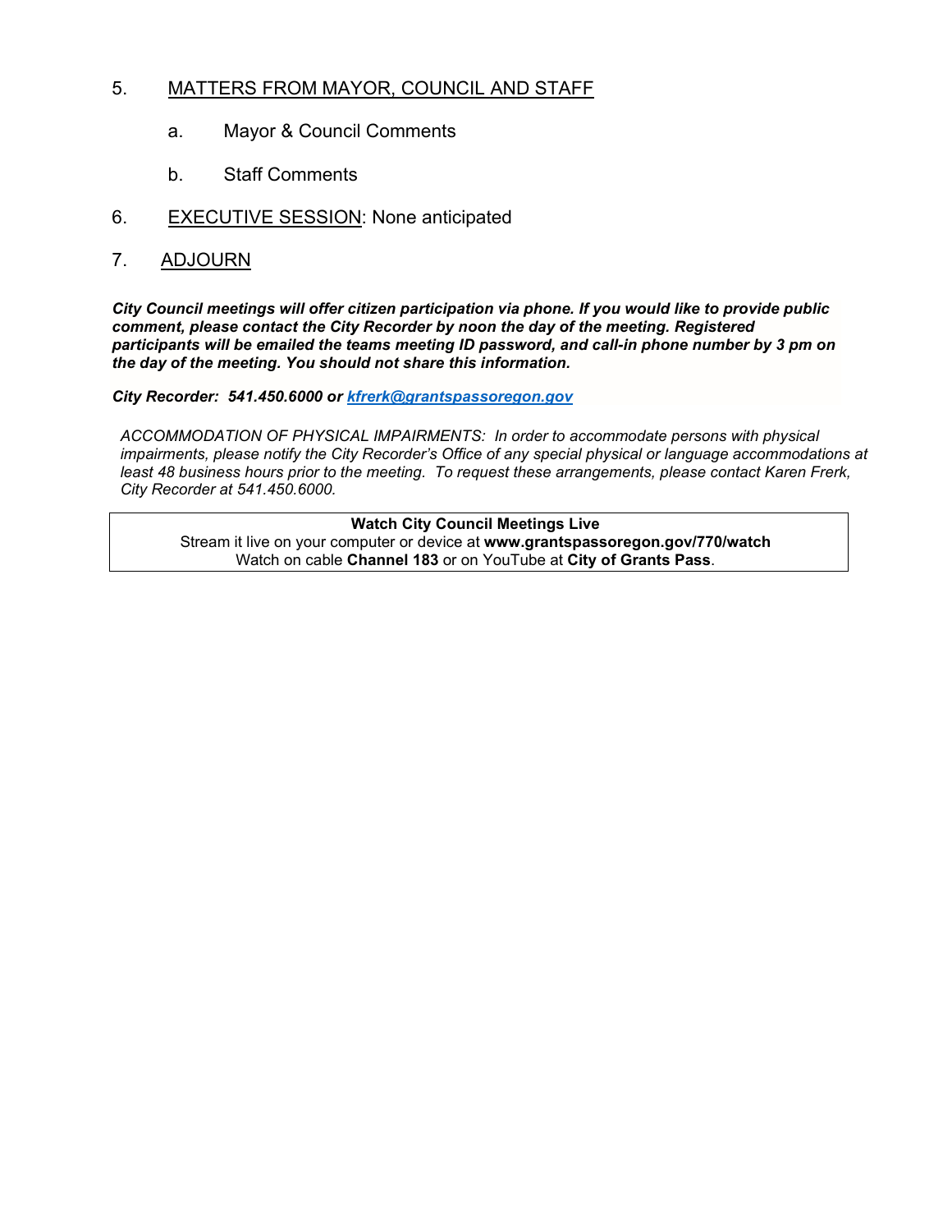5. MATTERS FROM MAYOR, COUNCIL AND STAFF

   a. Mayor & Council Comments

   b. Staff Comments

6. EXECUTIVE SESSION: None anticipated

7. ADJOURN

***City Council meetings will offer citizen participation via phone. If you would like to provide public comment, please contact the City Recorder by noon the day of the meeting. Registered participants will be emailed the teams meeting ID password, and call-in phone number by 3 pm on the day of the meeting. You should not share this information.***

***City Recorder: 541.450.6000 or kfrerk@grantspassoregon.gov***

*ACCOMMODATION OF PHYSICAL IMPAIRMENTS: In order to accommodate persons with physical impairments, please notify the City Recorder's Office of any special physical or language accommodations at least 48 business hours prior to the meeting. To request these arrangements, please contact Karen Frerk, City Recorder at 541.450.6000.*

**Watch City Council Meetings Live**
Stream it live on your computer or device at **www.grantspassoregon.gov/770/watch**
Watch on cable **Channel 183** or on YouTube at **City of Grants Pass**.